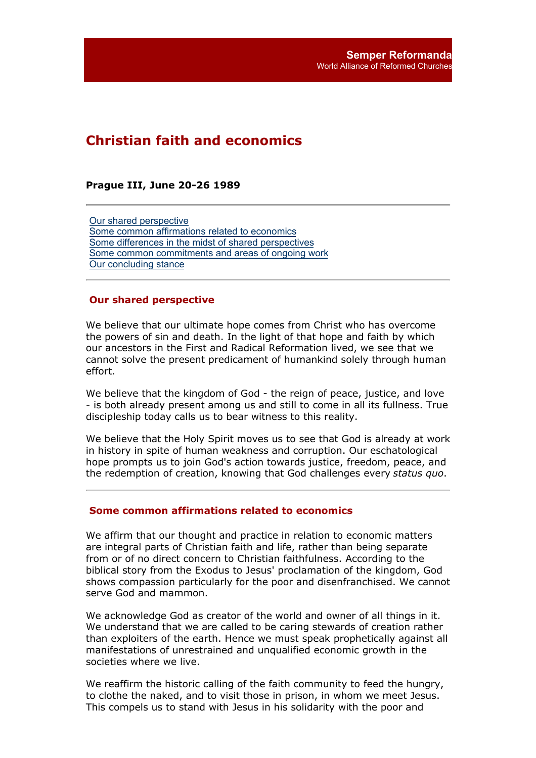# Christian faith and economics

**Prague III, June 20-26 1989**

---

- Our shared perspective
- Some common affirmations related to economics
- Some differences in the midst of shared perspectives
- Some common commitments and areas of ongoing work
- Our concluding stance

---

## Our shared perspective

We believe that our ultimate hope comes from Christ who has overcome the powers of sin and death. In the light of that hope and faith by which our ancestors in the First and Radical Reformation lived, we see that we cannot solve the present predicament of humankind solely through human effort.

We believe that the kingdom of God - the reign of peace, justice, and love - is both already present among us and still to come in all its fullness. True discipleship today calls us to bear witness to this reality.

We believe that the Holy Spirit moves us to see that God is already at work in history in spite of human weakness and corruption. Our eschatological hope prompts us to join God's action towards justice, freedom, peace, and the redemption of creation, knowing that God challenges every *status quo*.

---

## Some common affirmations related to economics

We affirm that our thought and practice in relation to economic matters are integral parts of Christian faith and life, rather than being separate from or of no direct concern to Christian faithfulness. According to the biblical story from the Exodus to Jesus' proclamation of the kingdom, God shows compassion particularly for the poor and disenfranchised. We cannot serve God and mammon.

We acknowledge God as creator of the world and owner of all things in it. We understand that we are called to be caring stewards of creation rather than exploiters of the earth. Hence we must speak prophetically against all manifestations of unrestrained and unqualified economic growth in the societies where we live.

We reaffirm the historic calling of the faith community to feed the hungry, to clothe the naked, and to visit those in prison, in whom we meet Jesus. This compels us to stand with Jesus in his solidarity with the poor and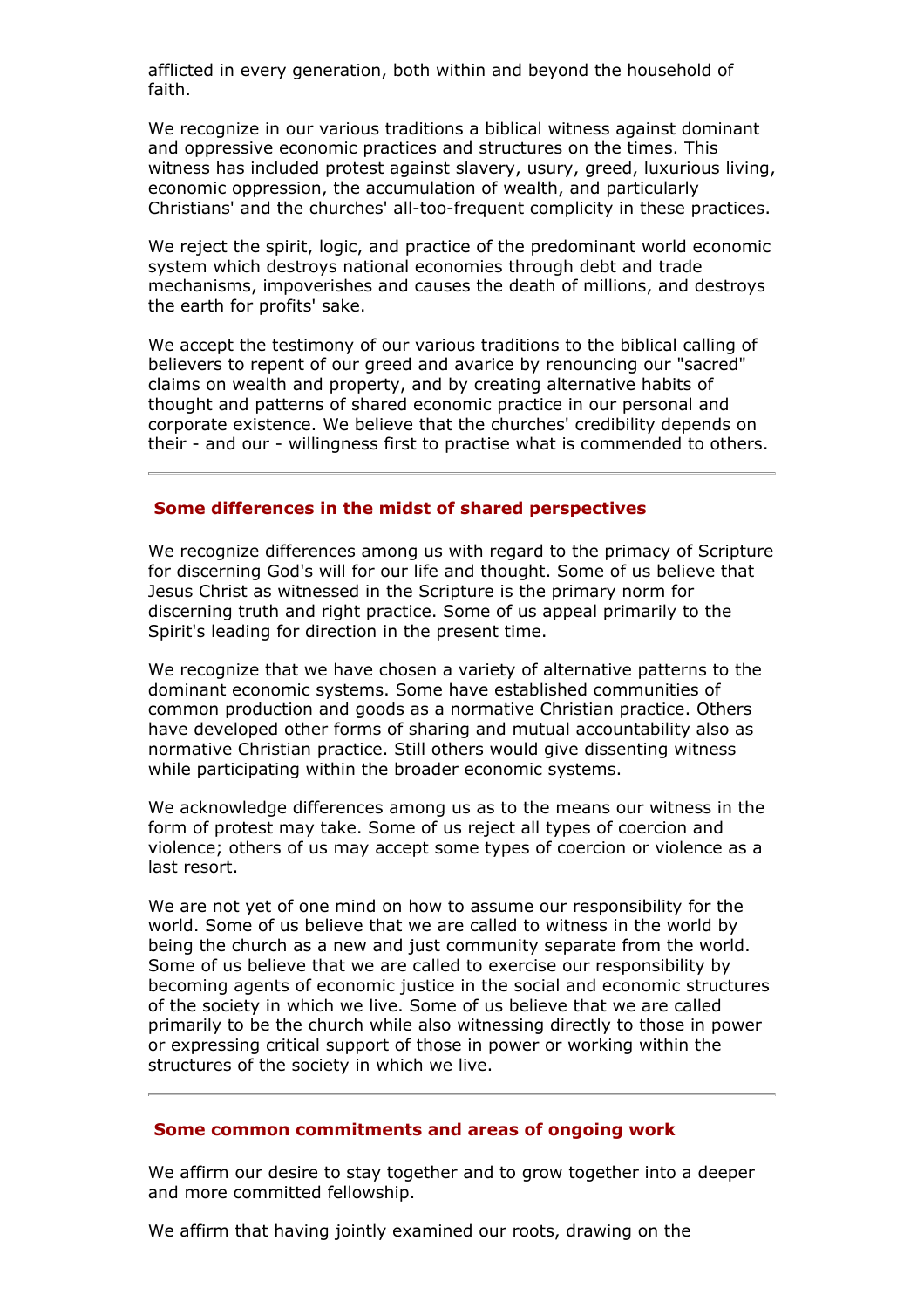afflicted in every generation, both within and beyond the household of faith.

We recognize in our various traditions a biblical witness against dominant and oppressive economic practices and structures on the times. This witness has included protest against slavery, usury, greed, luxurious living, economic oppression, the accumulation of wealth, and particularly Christians' and the churches' all-too-frequent complicity in these practices.

We reject the spirit, logic, and practice of the predominant world economic system which destroys national economies through debt and trade mechanisms, impoverishes and causes the death of millions, and destroys the earth for profits' sake.

We accept the testimony of our various traditions to the biblical calling of believers to repent of our greed and avarice by renouncing our "sacred" claims on wealth and property, and by creating alternative habits of thought and patterns of shared economic practice in our personal and corporate existence. We believe that the churches' credibility depends on their - and our - willingness first to practise what is commended to others.

---

## Some differences in the midst of shared perspectives

We recognize differences among us with regard to the primacy of Scripture for discerning God's will for our life and thought. Some of us believe that Jesus Christ as witnessed in the Scripture is the primary norm for discerning truth and right practice. Some of us appeal primarily to the Spirit's leading for direction in the present time.

We recognize that we have chosen a variety of alternative patterns to the dominant economic systems. Some have established communities of common production and goods as a normative Christian practice. Others have developed other forms of sharing and mutual accountability also as normative Christian practice. Still others would give dissenting witness while participating within the broader economic systems.

We acknowledge differences among us as to the means our witness in the form of protest may take. Some of us reject all types of coercion and violence; others of us may accept some types of coercion or violence as a last resort.

We are not yet of one mind on how to assume our responsibility for the world. Some of us believe that we are called to witness in the world by being the church as a new and just community separate from the world. Some of us believe that we are called to exercise our responsibility by becoming agents of economic justice in the social and economic structures of the society in which we live. Some of us believe that we are called primarily to be the church while also witnessing directly to those in power or expressing critical support of those in power or working within the structures of the society in which we live.

---

## Some common commitments and areas of ongoing work

We affirm our desire to stay together and to grow together into a deeper and more committed fellowship.

We affirm that having jointly examined our roots, drawing on the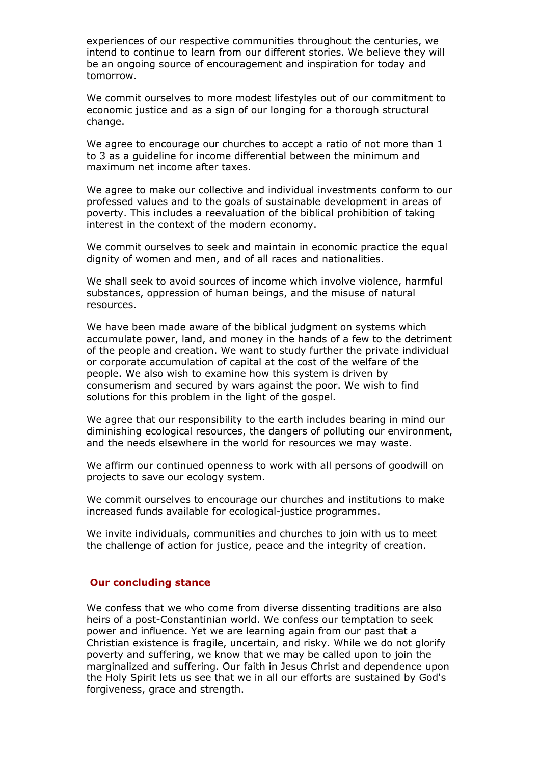experiences of our respective communities throughout the centuries, we intend to continue to learn from our different stories. We believe they will be an ongoing source of encouragement and inspiration for today and tomorrow.

We commit ourselves to more modest lifestyles out of our commitment to economic justice and as a sign of our longing for a thorough structural change.

We agree to encourage our churches to accept a ratio of not more than 1 to 3 as a guideline for income differential between the minimum and maximum net income after taxes.

We agree to make our collective and individual investments conform to our professed values and to the goals of sustainable development in areas of poverty. This includes a reevaluation of the biblical prohibition of taking interest in the context of the modern economy.

We commit ourselves to seek and maintain in economic practice the equal dignity of women and men, and of all races and nationalities.

We shall seek to avoid sources of income which involve violence, harmful substances, oppression of human beings, and the misuse of natural resources.

We have been made aware of the biblical judgment on systems which accumulate power, land, and money in the hands of a few to the detriment of the people and creation. We want to study further the private individual or corporate accumulation of capital at the cost of the welfare of the people. We also wish to examine how this system is driven by consumerism and secured by wars against the poor. We wish to find solutions for this problem in the light of the gospel.

We agree that our responsibility to the earth includes bearing in mind our diminishing ecological resources, the dangers of polluting our environment, and the needs elsewhere in the world for resources we may waste.

We affirm our continued openness to work with all persons of goodwill on projects to save our ecology system.

We commit ourselves to encourage our churches and institutions to make increased funds available for ecological-justice programmes.

We invite individuals, communities and churches to join with us to meet the challenge of action for justice, peace and the integrity of creation.

---

## Our concluding stance

We confess that we who come from diverse dissenting traditions are also heirs of a post-Constantinian world. We confess our temptation to seek power and influence. Yet we are learning again from our past that a Christian existence is fragile, uncertain, and risky. While we do not glorify poverty and suffering, we know that we may be called upon to join the marginalized and suffering. Our faith in Jesus Christ and dependence upon the Holy Spirit lets us see that we in all our efforts are sustained by God's forgiveness, grace and strength.